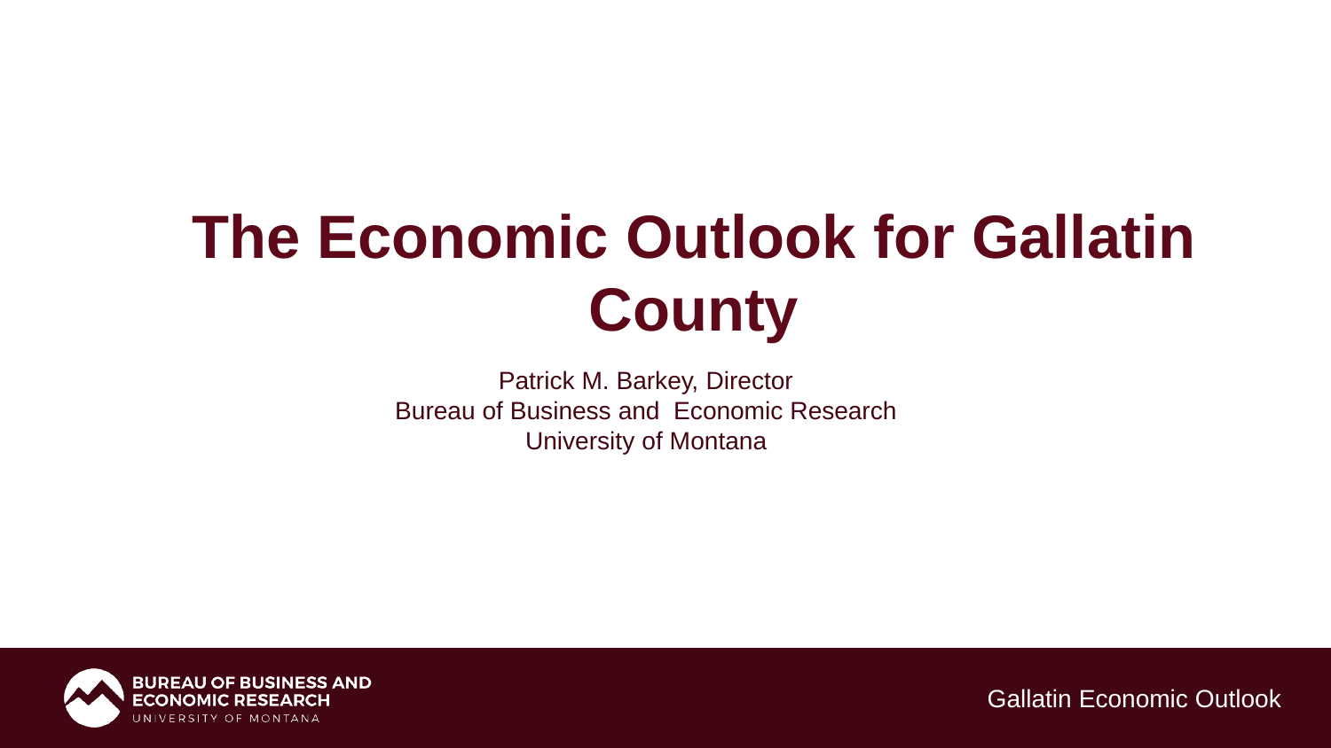# The Economic Outlook for Gallatin County

Patrick M. Barkey, Director
Bureau of Business and Economic Research
University of Montana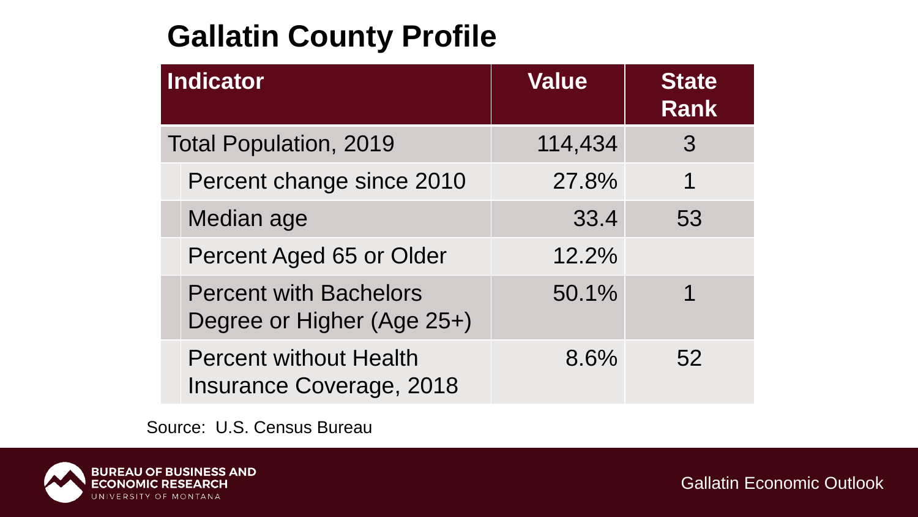# Gallatin County Profile

| Indicator | Value | State Rank |
|---|---|---|
| Total Population, 2019 | 114,434 | 3 |
| Percent change since 2010 | 27.8% | 1 |
| Median age | 33.4 | 53 |
| Percent Aged 65 or Older | 12.2% | |
| Percent with Bachelors Degree or Higher (Age 25+) | 50.1% | 1 |
| Percent without Health Insurance Coverage, 2018 | 8.6% | 52 |

Source: U.S. Census Bureau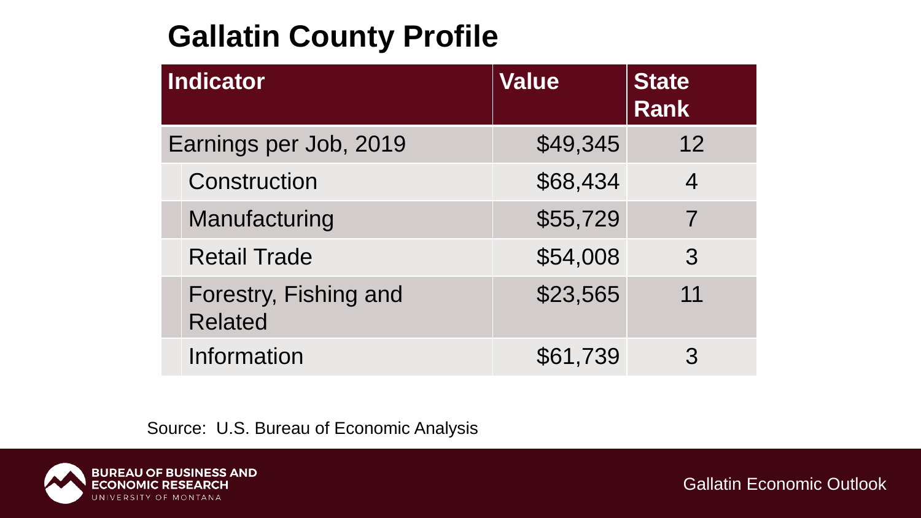# Gallatin County Profile

| Indicator | Value | State Rank |
|---|---|---|
| Earnings per Job, 2019 | $49,345 | 12 |
| Construction | $68,434 | 4 |
| Manufacturing | $55,729 | 7 |
| Retail Trade | $54,008 | 3 |
| Forestry, Fishing and Related | $23,565 | 11 |
| Information | $61,739 | 3 |

Source: U.S. Bureau of Economic Analysis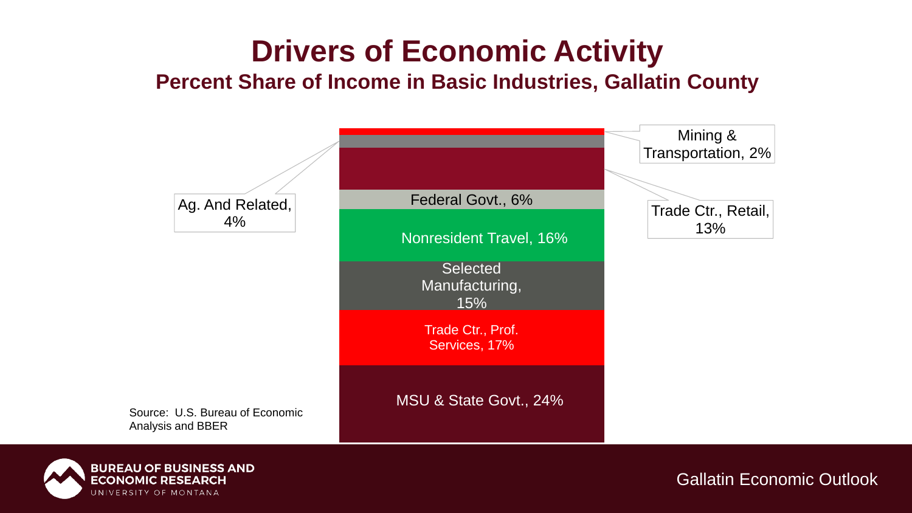# Drivers of Economic Activity

## Percent Share of Income in Basic Industries, Gallatin County

Mining & Transportation, 2%

Ag. And Related, 4%

Trade Ctr., Retail, 13%

Federal Govt., 6%

Nonresident Travel, 16%

Selected Manufacturing, 15%

Trade Ctr., Prof. Services, 17%

MSU & State Govt., 24%

Source: U.S. Bureau of Economic Analysis and BBER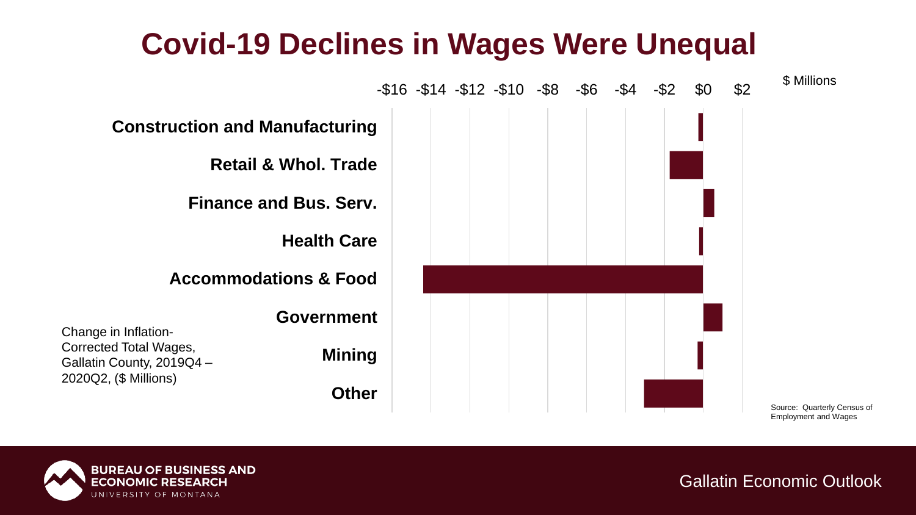# Covid-19 Declines in Wages Were Unequal

$ Millions

| | -$16 | -$14 | -$12 | -$10 | -$8 | -$6 | -$4 | -$2 | $0 | $2 |
|---|---|---|---|---|---|---|---|---|---|---|
| **Construction and Manufacturing** | | | | | | | | | | |
| **Retail & Whol. Trade** | | | | | | | | | | |
| **Finance and Bus. Serv.** | | | | | | | | | | |
| **Health Care** | | | | | | | | | | |
| **Accommodations & Food** | | | | | | | | | | |
| **Government** | | | | | | | | | | |
| **Mining** | | | | | | | | | | |
| **Other** | | | | | | | | | | |

Change in Inflation-Corrected Total Wages, Gallatin County, 2019Q4 – 2020Q2, ($ Millions)

Source: Quarterly Census of Employment and Wages

Gallatin Economic Outlook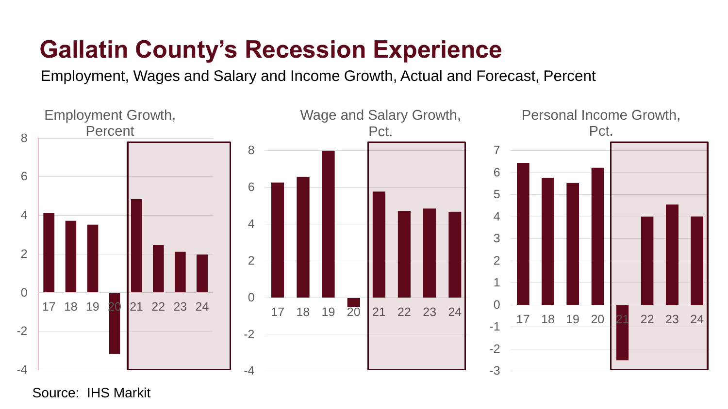# Gallatin County's Recession Experience

Employment, Wages and Salary and Income Growth, Actual and Forecast, Percent

Employment Growth, Percent

Wage and Salary Growth, Pct.

Personal Income Growth, Pct.

Source: IHS Markit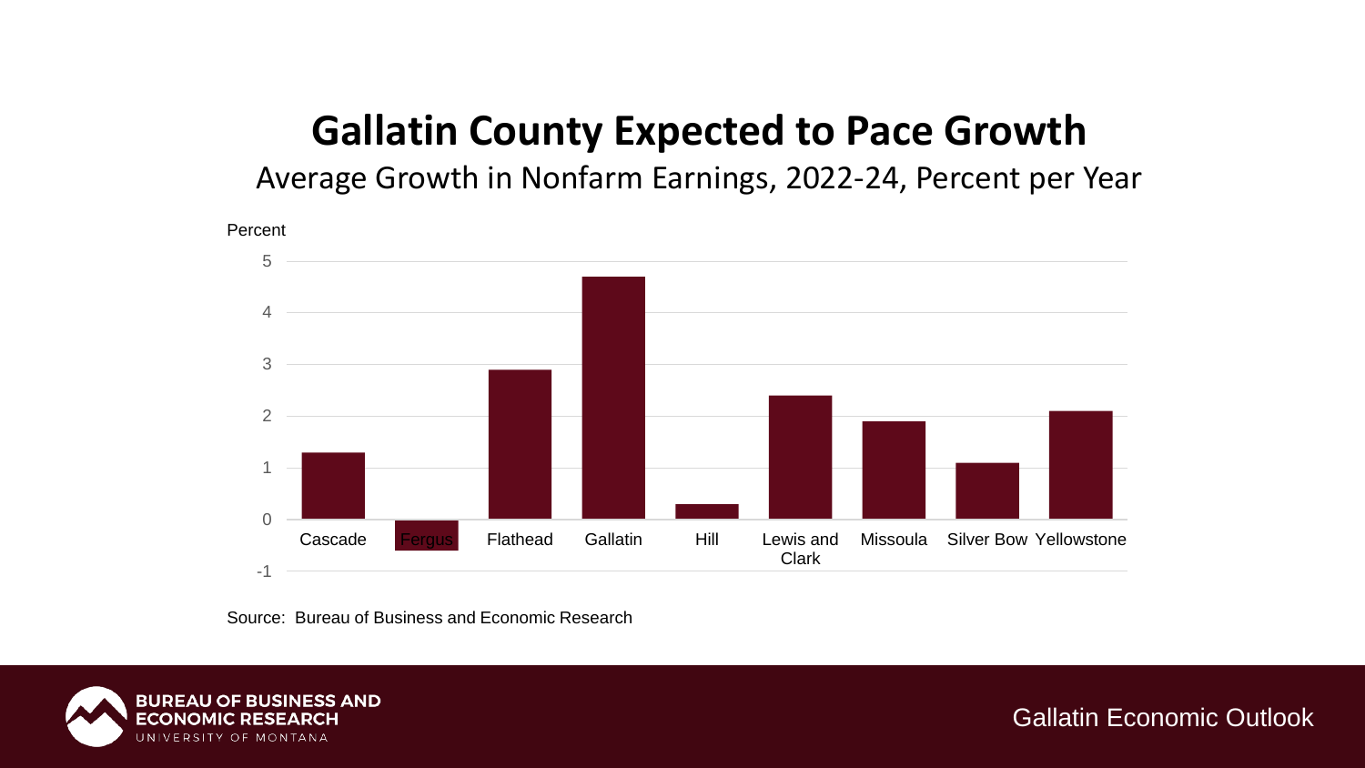# Gallatin County Expected to Pace Growth

Average Growth in Nonfarm Earnings, 2022-24, Percent per Year

Percent

5
4
3
2
1
0
-1

Cascade
Fergus
Flathead
Gallatin
Hill
Lewis and Clark
Missoula
Silver Bow
Yellowstone

Source: Bureau of Business and Economic Research

BUREAU OF BUSINESS AND ECONOMIC RESEARCH
UNIVERSITY OF MONTANA

Gallatin Economic Outlook